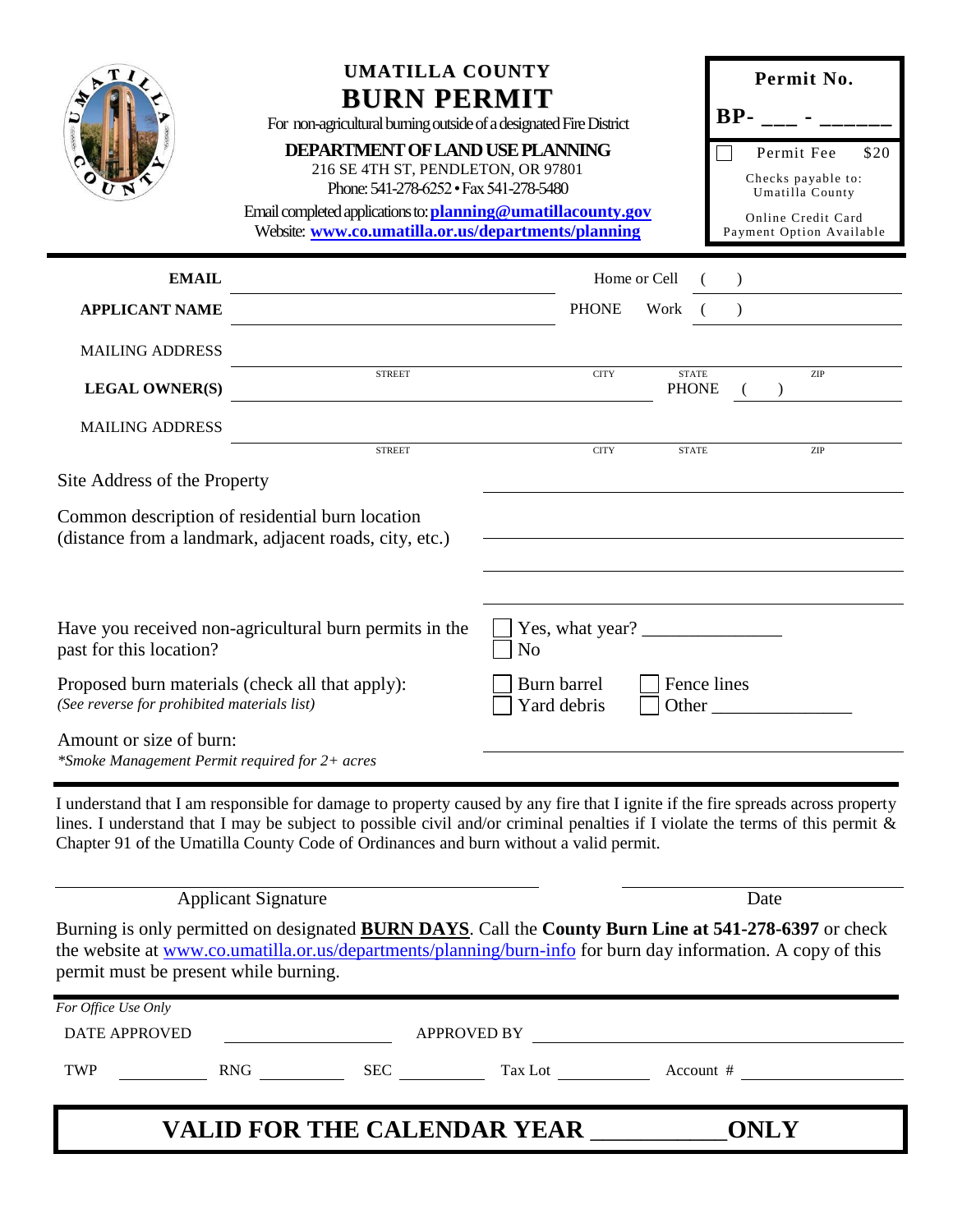# UMATILLA COUNTY

# BURN PERMIT

For non-agricultural burning outside of a designated Fire District

**DEPARTMENT OF LAND USE PLANNING**

216 SE 4TH ST, PENDLETON, OR 97801

Phone: 541-278-6252 • Fax 541-278-5480

Email completed applications to: **planning@umatillacounty.gov**

Website: **www.co.umatilla.or.us/departments/planning**

**Permit No.**

**BP- ___ - ______**

☐ Permit Fee $20

Checks payable to: Umatilla County

Online Credit Card Payment Option Available

---

**EMAIL** ______________________ Home or Cell ( ) ____________

**APPLICANT NAME** ______________________ PHONE Work ( ) ____________

MAILING ADDRESS ______________________
STREET CITY STATE ZIP

**LEGAL OWNER(S)** ______________________ PHONE ( ) ____________

MAILING ADDRESS ______________________
STREET CITY STATE ZIP

Site Address of the Property ______________________

Common description of residential burn location
(distance from a landmark, adjacent roads, city, etc.) ______________________

Have you received non-agricultural burn permits in the past for this location?
☐ Yes, what year? ______________
☐ No

Proposed burn materials (check all that apply):
*(See reverse for prohibited materials list)*
☐ Burn barrel ☐ Fence lines
☐ Yard debris ☐ Other ______________

Amount or size of burn: ______________________
*\*Smoke Management Permit required for 2+ acres*

---

I understand that I am responsible for damage to property caused by any fire that I ignite if the fire spreads across property lines. I understand that I may be subject to possible civil and/or criminal penalties if I violate the terms of this permit & Chapter 91 of the Umatilla County Code of Ordinances and burn without a valid permit.

______________________________ ______________________
Applicant Signature Date

Burning is only permitted on designated **BURN DAYS**. Call the **County Burn Line at 541-278-6397** or check the website at www.co.umatilla.or.us/departments/planning/burn-info for burn day information. A copy of this permit must be present while burning.

---

*For Office Use Only*

DATE APPROVED ______________ APPROVED BY ______________________

TWP ________ RNG ________ SEC ________ Tax Lot ________ Account # ____________

## VALID FOR THE CALENDAR YEAR __________ ONLY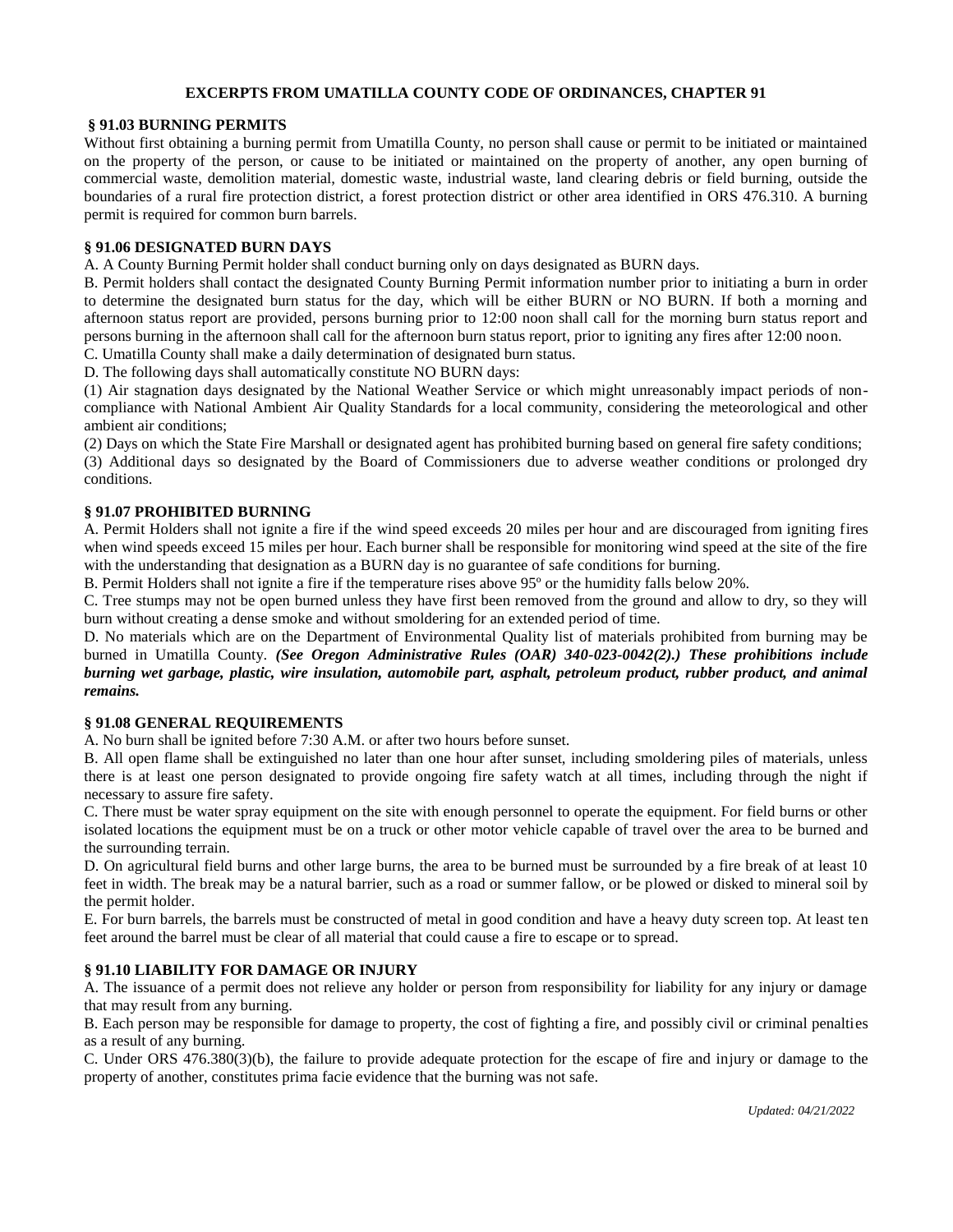# EXCERPTS FROM UMATILLA COUNTY CODE OF ORDINANCES, CHAPTER 91

## § 91.03 BURNING PERMITS

Without first obtaining a burning permit from Umatilla County, no person shall cause or permit to be initiated or maintained on the property of the person, or cause to be initiated or maintained on the property of another, any open burning of commercial waste, demolition material, domestic waste, industrial waste, land clearing debris or field burning, outside the boundaries of a rural fire protection district, a forest protection district or other area identified in ORS 476.310. A burning permit is required for common burn barrels.

## § 91.06 DESIGNATED BURN DAYS

A. A County Burning Permit holder shall conduct burning only on days designated as BURN days.

B. Permit holders shall contact the designated County Burning Permit information number prior to initiating a burn in order to determine the designated burn status for the day, which will be either BURN or NO BURN. If both a morning and afternoon status report are provided, persons burning prior to 12:00 noon shall call for the morning burn status report and persons burning in the afternoon shall call for the afternoon burn status report, prior to igniting any fires after 12:00 noon.

C. Umatilla County shall make a daily determination of designated burn status.

D. The following days shall automatically constitute NO BURN days:

(1) Air stagnation days designated by the National Weather Service or which might unreasonably impact periods of non-compliance with National Ambient Air Quality Standards for a local community, considering the meteorological and other ambient air conditions;

(2) Days on which the State Fire Marshall or designated agent has prohibited burning based on general fire safety conditions;

(3) Additional days so designated by the Board of Commissioners due to adverse weather conditions or prolonged dry conditions.

## § 91.07 PROHIBITED BURNING

A. Permit Holders shall not ignite a fire if the wind speed exceeds 20 miles per hour and are discouraged from igniting fires when wind speeds exceed 15 miles per hour. Each burner shall be responsible for monitoring wind speed at the site of the fire with the understanding that designation as a BURN day is no guarantee of safe conditions for burning.

B. Permit Holders shall not ignite a fire if the temperature rises above 95º or the humidity falls below 20%.

C. Tree stumps may not be open burned unless they have first been removed from the ground and allow to dry, so they will burn without creating a dense smoke and without smoldering for an extended period of time.

D. No materials which are on the Department of Environmental Quality list of materials prohibited from burning may be burned in Umatilla County. ***(See Oregon Administrative Rules (OAR) 340-023-0042(2).) These prohibitions include burning wet garbage, plastic, wire insulation, automobile part, asphalt, petroleum product, rubber product, and animal remains.***

## § 91.08 GENERAL REQUIREMENTS

A. No burn shall be ignited before 7:30 A.M. or after two hours before sunset.

B. All open flame shall be extinguished no later than one hour after sunset, including smoldering piles of materials, unless there is at least one person designated to provide ongoing fire safety watch at all times, including through the night if necessary to assure fire safety.

C. There must be water spray equipment on the site with enough personnel to operate the equipment. For field burns or other isolated locations the equipment must be on a truck or other motor vehicle capable of travel over the area to be burned and the surrounding terrain.

D. On agricultural field burns and other large burns, the area to be burned must be surrounded by a fire break of at least 10 feet in width. The break may be a natural barrier, such as a road or summer fallow, or be plowed or disked to mineral soil by the permit holder.

E. For burn barrels, the barrels must be constructed of metal in good condition and have a heavy duty screen top. At least ten feet around the barrel must be clear of all material that could cause a fire to escape or to spread.

## § 91.10 LIABILITY FOR DAMAGE OR INJURY

A. The issuance of a permit does not relieve any holder or person from responsibility for liability for any injury or damage that may result from any burning.

B. Each person may be responsible for damage to property, the cost of fighting a fire, and possibly civil or criminal penalties as a result of any burning.

C. Under ORS 476.380(3)(b), the failure to provide adequate protection for the escape of fire and injury or damage to the property of another, constitutes prima facie evidence that the burning was not safe.

*Updated: 04/21/2022*